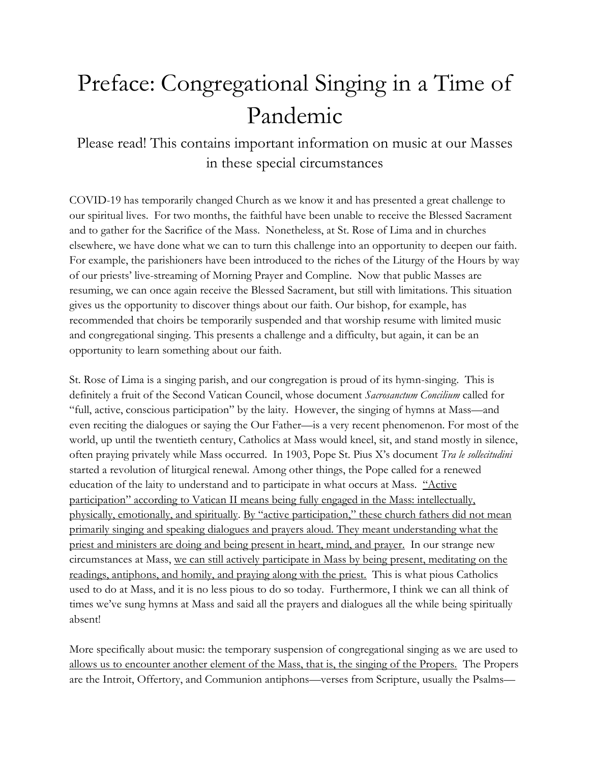# Preface: Congregational Singing in a Time of Pandemic

## Please read! This contains important information on music at our Masses in these special circumstances

COVID-19 has temporarily changed Church as we know it and has presented a great challenge to our spiritual lives. For two months, the faithful have been unable to receive the Blessed Sacrament and to gather for the Sacrifice of the Mass. Nonetheless, at St. Rose of Lima and in churches elsewhere, we have done what we can to turn this challenge into an opportunity to deepen our faith. For example, the parishioners have been introduced to the riches of the Liturgy of the Hours by way of our priests' live-streaming of Morning Prayer and Compline. Now that public Masses are resuming, we can once again receive the Blessed Sacrament, but still with limitations. This situation gives us the opportunity to discover things about our faith. Our bishop, for example, has recommended that choirs be temporarily suspended and that worship resume with limited music and congregational singing. This presents a challenge and a difficulty, but again, it can be an opportunity to learn something about our faith.

St. Rose of Lima is a singing parish, and our congregation is proud of its hymn-singing. This is definitely a fruit of the Second Vatican Council, whose document *Sacrosanctum Concilium* called for "full, active, conscious participation" by the laity. However, the singing of hymns at Mass—and even reciting the dialogues or saying the Our Father—is a very recent phenomenon. For most of the world, up until the twentieth century, Catholics at Mass would kneel, sit, and stand mostly in silence, often praying privately while Mass occurred. In 1903, Pope St. Pius X's document *Tra le sollecitudini* started a revolution of liturgical renewal. Among other things, the Pope called for a renewed education of the laity to understand and to participate in what occurs at Mass. <u>"Active participation" according to Vatican II means being fully engaged in the Mass: intellectually, physically, emotionally, and spiritually</u>. <u>By "active participation," these church fathers did not mean primarily singing and speaking dialogues and prayers aloud. They meant understanding what the priest and ministers are doing and being present in heart, mind, and prayer.</u> In our strange new circumstances at Mass, <u>we can still actively participate in Mass by being present, meditating on the readings, antiphons, and homily, and praying along with the priest.</u> This is what pious Catholics used to do at Mass, and it is no less pious to do so today. Furthermore, I think we can all think of times we've sung hymns at Mass and said all the prayers and dialogues all the while being spiritually absent!

More specifically about music: the temporary suspension of congregational singing as we are used to <u>allows us to encounter another element of the Mass, that is, the singing of the Propers.</u> The Propers are the Introit, Offertory, and Communion antiphons—verses from Scripture, usually the Psalms—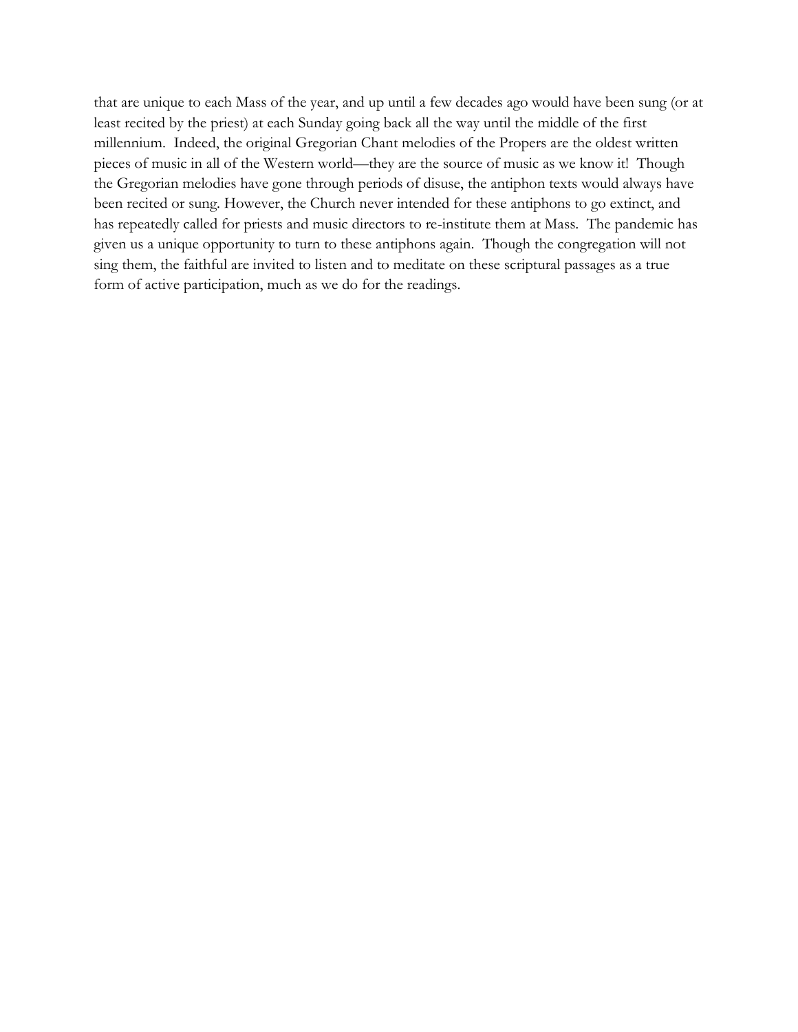that are unique to each Mass of the year, and up until a few decades ago would have been sung (or at least recited by the priest) at each Sunday going back all the way until the middle of the first millennium. Indeed, the original Gregorian Chant melodies of the Propers are the oldest written pieces of music in all of the Western world—they are the source of music as we know it! Though the Gregorian melodies have gone through periods of disuse, the antiphon texts would always have been recited or sung. However, the Church never intended for these antiphons to go extinct, and has repeatedly called for priests and music directors to re-institute them at Mass. The pandemic has given us a unique opportunity to turn to these antiphons again. Though the congregation will not sing them, the faithful are invited to listen and to meditate on these scriptural passages as a true form of active participation, much as we do for the readings.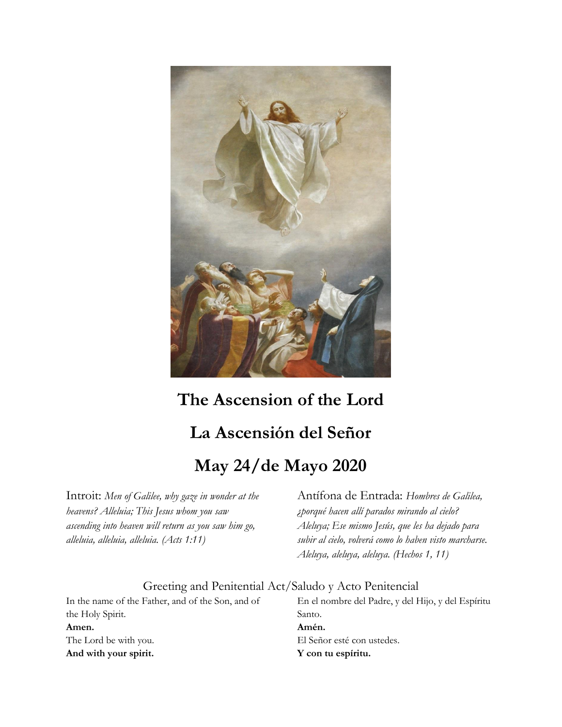# The Ascension of the Lord

# La Ascensión del Señor

# May 24/de Mayo 2020

Introit: *Men of Galilee, why gaze in wonder at the heavens? Alleluia; This Jesus whom you saw ascending into heaven will return as you saw him go, alleluia, alleluia, alleluia. (Acts 1:11)*

Antífona de Entrada: *Hombres de Galilea, ¿porqué hacen allí parados mirando al cielo? Aleluya; Ese mismo Jesús, que les ha dejado para subir al cielo, volverá como lo haben visto marcharse. Aleluya, aleluya, aleluya. (Hechos 1, 11)*

## Greeting and Penitential Act/Saludo y Acto Penitencial

In the name of the Father, and of the Son, and of the Holy Spirit.
**Amen.**
The Lord be with you.
**And with your spirit.**

En el nombre del Padre, y del Hijo, y del Espíritu Santo.
**Amén.**
El Señor esté con ustedes.
**Y con tu espíritu.**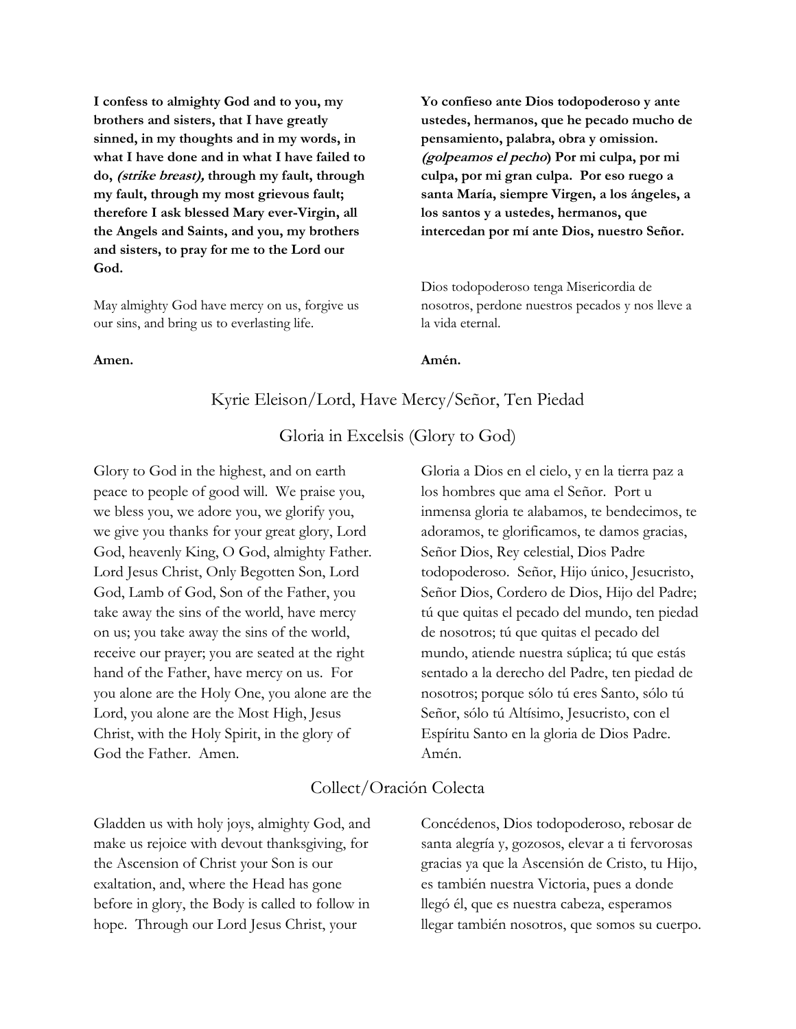**I confess to almighty God and to you, my brothers and sisters, that I have greatly sinned, in my thoughts and in my words, in what I have done and in what I have failed to do, *(strike breast),* through my fault, through my fault, through my most grievous fault; therefore I ask blessed Mary ever-Virgin, all the Angels and Saints, and you, my brothers and sisters, to pray for me to the Lord our God.**

May almighty God have mercy on us, forgive us our sins, and bring us to everlasting life.

**Amen.**

**Yo confieso ante Dios todopoderoso y ante ustedes, hermanos, que he pecado mucho de pensamiento, palabra, obra y omission. *(golpeamos el pecho*) Por mi culpa, por mi culpa, por mi gran culpa. Por eso ruego a santa María, siempre Virgen, a los ángeles, a los santos y a ustedes, hermanos, que intercedan por mí ante Dios, nuestro Señor.**

Dios todopoderoso tenga Misericordia de nosotros, perdone nuestros pecados y nos lleve a la vida eternal.

**Amén.**

## Kyrie Eleison/Lord, Have Mercy/Señor, Ten Piedad

## Gloria in Excelsis (Glory to God)

Glory to God in the highest, and on earth peace to people of good will. We praise you, we bless you, we adore you, we glorify you, we give you thanks for your great glory, Lord God, heavenly King, O God, almighty Father. Lord Jesus Christ, Only Begotten Son, Lord God, Lamb of God, Son of the Father, you take away the sins of the world, have mercy on us; you take away the sins of the world, receive our prayer; you are seated at the right hand of the Father, have mercy on us. For you alone are the Holy One, you alone are the Lord, you alone are the Most High, Jesus Christ, with the Holy Spirit, in the glory of God the Father. Amen.

Gloria a Dios en el cielo, y en la tierra paz a los hombres que ama el Señor. Port u inmensa gloria te alabamos, te bendecimos, te adoramos, te glorificamos, te damos gracias, Señor Dios, Rey celestial, Dios Padre todopoderoso. Señor, Hijo único, Jesucristo, Señor Dios, Cordero de Dios, Hijo del Padre; tú que quitas el pecado del mundo, ten piedad de nosotros; tú que quitas el pecado del mundo, atiende nuestra súplica; tú que estás sentado a la derecho del Padre, ten piedad de nosotros; porque sólo tú eres Santo, sólo tú Señor, sólo tú Altísimo, Jesucristo, con el Espíritu Santo en la gloria de Dios Padre. Amén.

## Collect/Oración Colecta

Gladden us with holy joys, almighty God, and make us rejoice with devout thanksgiving, for the Ascension of Christ your Son is our exaltation, and, where the Head has gone before in glory, the Body is called to follow in hope. Through our Lord Jesus Christ, your

Concédenos, Dios todopoderoso, rebosar de santa alegría y, gozosos, elevar a ti fervorosas gracias ya que la Ascensión de Cristo, tu Hijo, es también nuestra Victoria, pues a donde llegó él, que es nuestra cabeza, esperamos llegar también nosotros, que somos su cuerpo.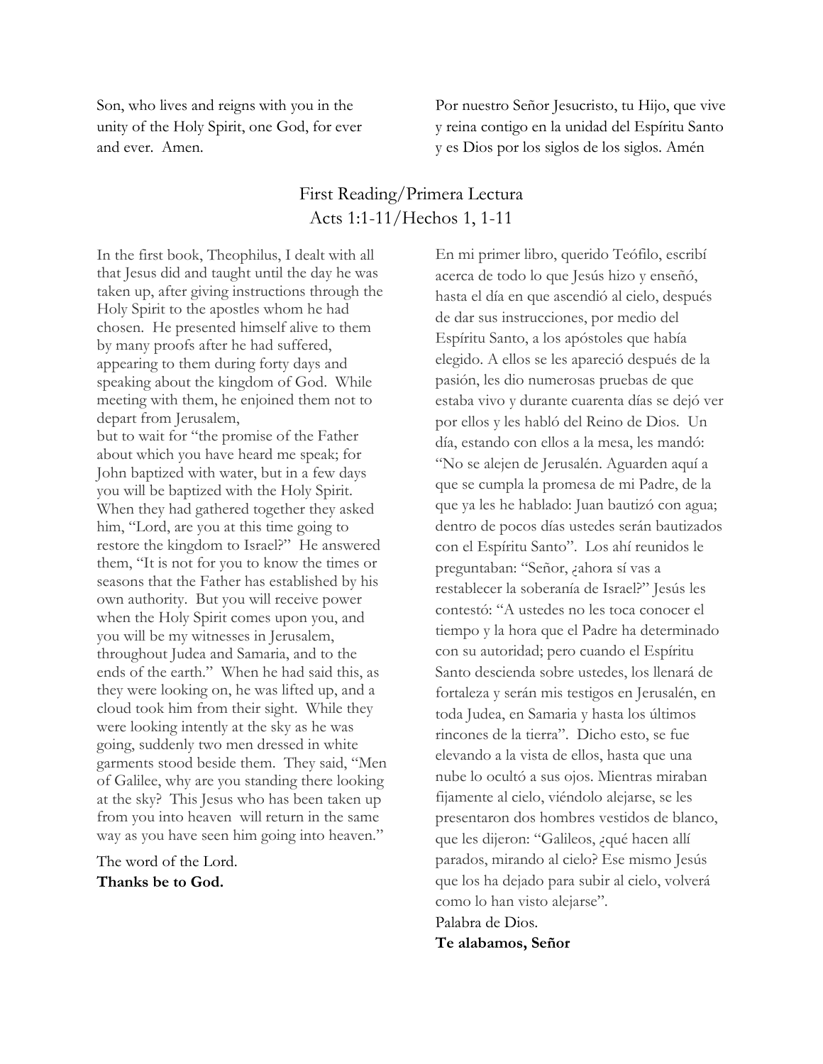Son, who lives and reigns with you in the unity of the Holy Spirit, one God, for ever and ever. Amen.

Por nuestro Señor Jesucristo, tu Hijo, que vive y reina contigo en la unidad del Espíritu Santo y es Dios por los siglos de los siglos. Amén

## First Reading/Primera Lectura
## Acts 1:1-11/Hechos 1, 1-11

In the first book, Theophilus, I dealt with all that Jesus did and taught until the day he was taken up, after giving instructions through the Holy Spirit to the apostles whom he had chosen. He presented himself alive to them by many proofs after he had suffered, appearing to them during forty days and speaking about the kingdom of God. While meeting with them, he enjoined them not to depart from Jerusalem,
but to wait for "the promise of the Father about which you have heard me speak; for John baptized with water, but in a few days you will be baptized with the Holy Spirit. When they had gathered together they asked him, "Lord, are you at this time going to restore the kingdom to Israel?" He answered them, "It is not for you to know the times or seasons that the Father has established by his own authority. But you will receive power when the Holy Spirit comes upon you, and you will be my witnesses in Jerusalem, throughout Judea and Samaria, and to the ends of the earth." When he had said this, as they were looking on, he was lifted up, and a cloud took him from their sight. While they were looking intently at the sky as he was going, suddenly two men dressed in white garments stood beside them. They said, "Men of Galilee, why are you standing there looking at the sky? This Jesus who has been taken up from you into heaven will return in the same way as you have seen him going into heaven."

The word of the Lord.
**Thanks be to God.**

En mi primer libro, querido Teófilo, escribí acerca de todo lo que Jesús hizo y enseñó, hasta el día en que ascendió al cielo, después de dar sus instrucciones, por medio del Espíritu Santo, a los apóstoles que había elegido. A ellos se les apareció después de la pasión, les dio numerosas pruebas de que estaba vivo y durante cuarenta días se dejó ver por ellos y les habló del Reino de Dios. Un día, estando con ellos a la mesa, les mandó: "No se alejen de Jerusalén. Aguarden aquí a que se cumpla la promesa de mi Padre, de la que ya les he hablado: Juan bautizó con agua; dentro de pocos días ustedes serán bautizados con el Espíritu Santo". Los ahí reunidos le preguntaban: "Señor, ¿ahora sí vas a restablecer la soberanía de Israel?" Jesús les contestó: "A ustedes no les toca conocer el tiempo y la hora que el Padre ha determinado con su autoridad; pero cuando el Espíritu Santo descienda sobre ustedes, los llenará de fortaleza y serán mis testigos en Jerusalén, en toda Judea, en Samaria y hasta los últimos rincones de la tierra". Dicho esto, se fue elevando a la vista de ellos, hasta que una nube lo ocultó a sus ojos. Mientras miraban fijamente al cielo, viéndolo alejarse, se les presentaron dos hombres vestidos de blanco, que les dijeron: "Galileos, ¿qué hacen allí parados, mirando al cielo? Ese mismo Jesús que los ha dejado para subir al cielo, volverá como lo han visto alejarse".
Palabra de Dios.
**Te alabamos, Señor**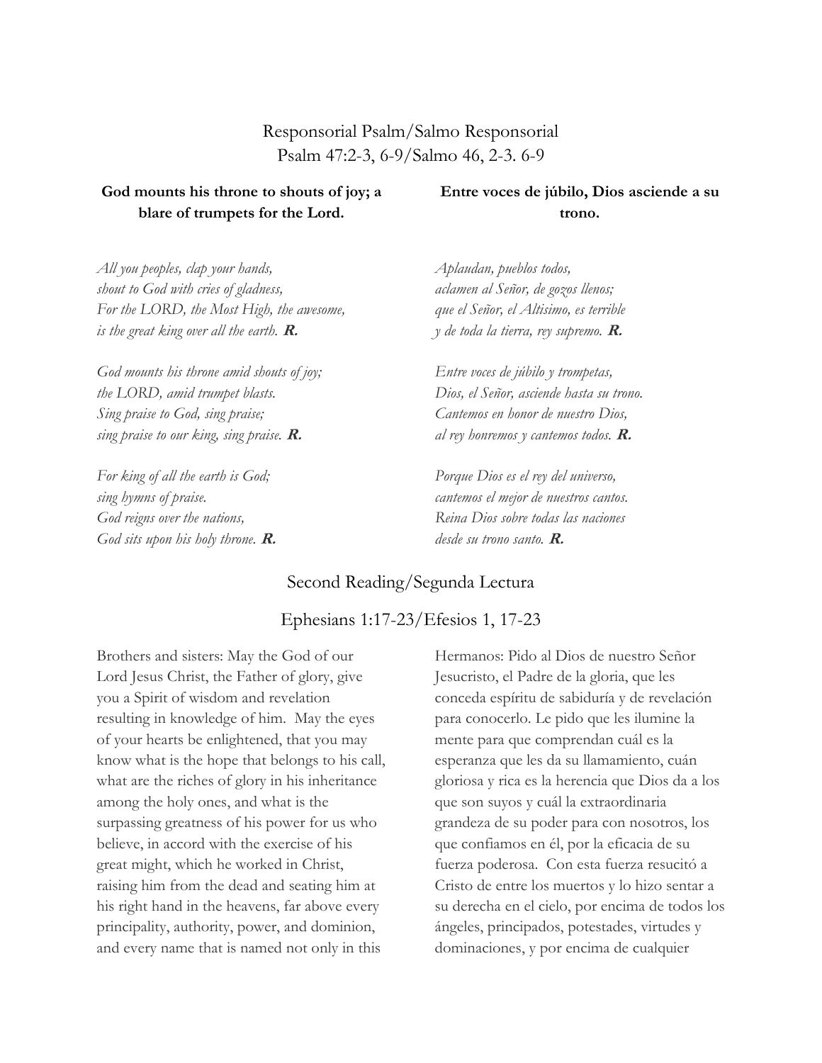## Responsorial Psalm/Salmo Responsorial
## Psalm 47:2-3, 6-9/Salmo 46, 2-3. 6-9

**God mounts his throne to shouts of joy; a blare of trumpets for the Lord.**

*All you peoples, clap your hands,*
*shout to God with cries of gladness,*
*For the LORD, the Most High, the awesome,*
*is the great king over all the earth.* ***R.***

*God mounts his throne amid shouts of joy;*
*the LORD, amid trumpet blasts.*
*Sing praise to God, sing praise;*
*sing praise to our king, sing praise.* ***R.***

*For king of all the earth is God;*
*sing hymns of praise.*
*God reigns over the nations,*
*God sits upon his holy throne.* ***R.***

**Entre voces de júbilo, Dios asciende a su trono.**

*Aplaudan, pueblos todos,*
*aclamen al Señor, de gozos llenos;*
*que el Señor, el Altísimo, es terrible*
*y de toda la tierra, rey supremo.* ***R.***

*Entre voces de júbilo y trompetas,*
*Dios, el Señor, asciende hasta su trono.*
*Cantemos en honor de nuestro Dios,*
*al rey honremos y cantemos todos.* ***R.***

*Porque Dios es el rey del universo,*
*cantemos el mejor de nuestros cantos.*
*Reina Dios sobre todas las naciones*
*desde su trono santo.* ***R.***

## Second Reading/Segunda Lectura
## Ephesians 1:17-23/Efesios 1, 17-23

Brothers and sisters: May the God of our Lord Jesus Christ, the Father of glory, give you a Spirit of wisdom and revelation resulting in knowledge of him. May the eyes of your hearts be enlightened, that you may know what is the hope that belongs to his call, what are the riches of glory in his inheritance among the holy ones, and what is the surpassing greatness of his power for us who believe, in accord with the exercise of his great might, which he worked in Christ, raising him from the dead and seating him at his right hand in the heavens, far above every principality, authority, power, and dominion, and every name that is named not only in this

Hermanos: Pido al Dios de nuestro Señor Jesucristo, el Padre de la gloria, que les conceda espíritu de sabiduría y de revelación para conocerlo. Le pido que les ilumine la mente para que comprendan cuál es la esperanza que les da su llamamiento, cuán gloriosa y rica es la herencia que Dios da a los que son suyos y cuál la extraordinaria grandeza de su poder para con nosotros, los que confiamos en él, por la eficacia de su fuerza poderosa. Con esta fuerza resucitó a Cristo de entre los muertos y lo hizo sentar a su derecha en el cielo, por encima de todos los ángeles, principados, potestades, virtudes y dominaciones, y por encima de cualquier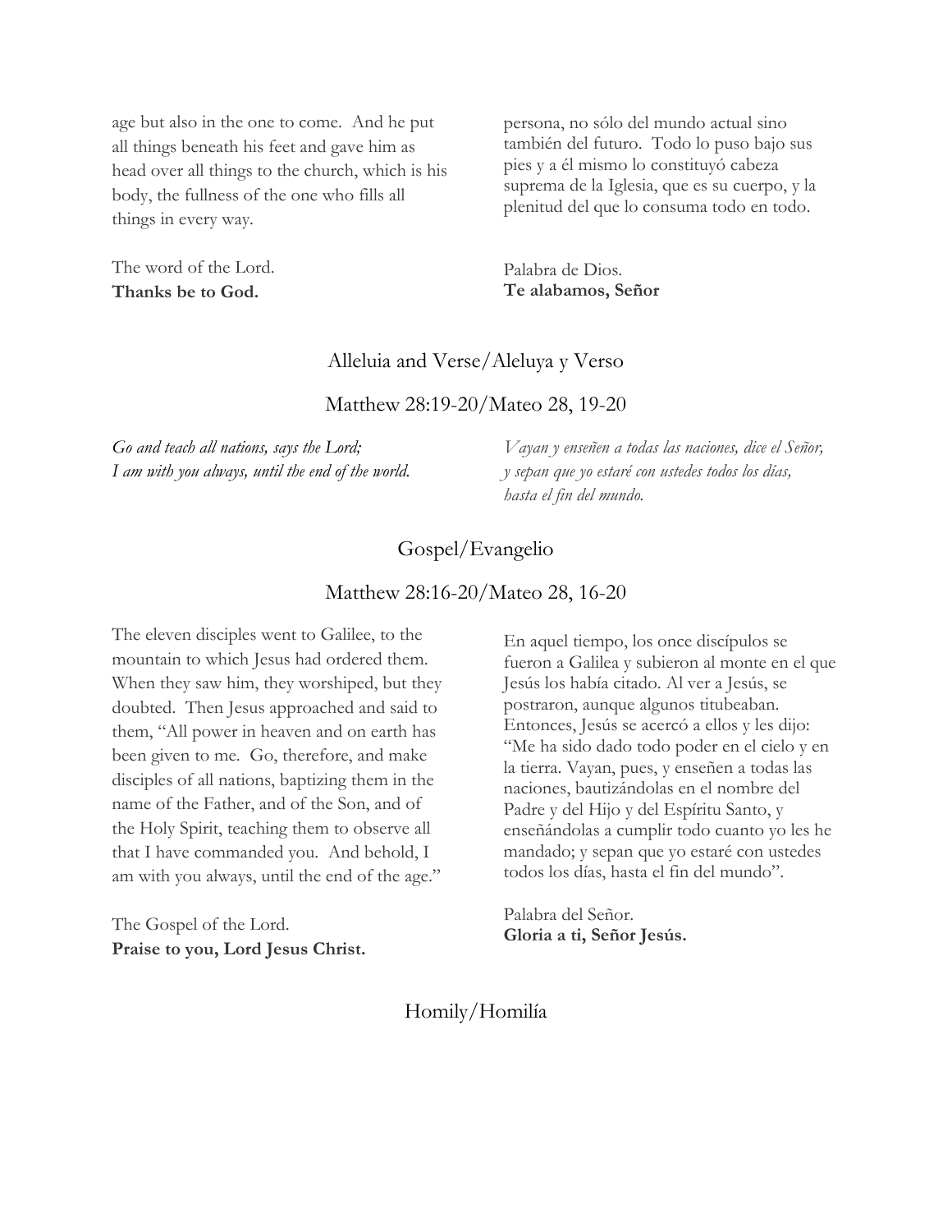age but also in the one to come. And he put all things beneath his feet and gave him as head over all things to the church, which is his body, the fullness of the one who fills all things in every way.

The word of the Lord.
**Thanks be to God.**

persona, no sólo del mundo actual sino también del futuro. Todo lo puso bajo sus pies y a él mismo lo constituyó cabeza suprema de la Iglesia, que es su cuerpo, y la plenitud del que lo consuma todo en todo.

Palabra de Dios.
**Te alabamos, Señor**

## Alleluia and Verse/Aleluya y Verso

## Matthew 28:19-20/Mateo 28, 19-20

*Go and teach all nations, says the Lord;*
*I am with you always, until the end of the world.*

*Vayan y enseñen a todas las naciones, dice el Señor,*
*y sepan que yo estaré con ustedes todos los días,*
*hasta el fin del mundo.*

## Gospel/Evangelio

## Matthew 28:16-20/Mateo 28, 16-20

The eleven disciples went to Galilee, to the mountain to which Jesus had ordered them. When they saw him, they worshiped, but they doubted. Then Jesus approached and said to them, "All power in heaven and on earth has been given to me. Go, therefore, and make disciples of all nations, baptizing them in the name of the Father, and of the Son, and of the Holy Spirit, teaching them to observe all that I have commanded you. And behold, I am with you always, until the end of the age."

The Gospel of the Lord.
**Praise to you, Lord Jesus Christ.**

En aquel tiempo, los once discípulos se fueron a Galilea y subieron al monte en el que Jesús los había citado. Al ver a Jesús, se postraron, aunque algunos titubeaban. Entonces, Jesús se acercó a ellos y les dijo: "Me ha sido dado todo poder en el cielo y en la tierra. Vayan, pues, y enseñen a todas las naciones, bautizándolas en el nombre del Padre y del Hijo y del Espíritu Santo, y enseñándolas a cumplir todo cuanto yo les he mandado; y sepan que yo estaré con ustedes todos los días, hasta el fin del mundo".

Palabra del Señor.
**Gloria a ti, Señor Jesús.**

## Homily/Homilía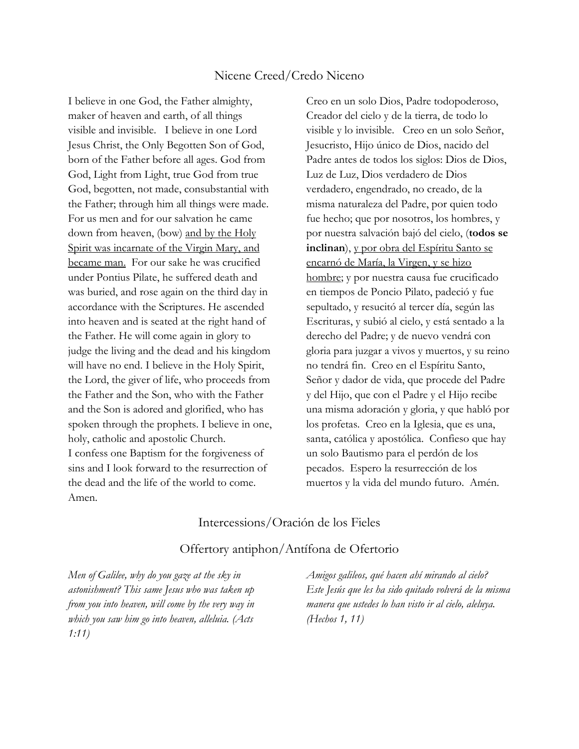## Nicene Creed/Credo Niceno

I believe in one God, the Father almighty, maker of heaven and earth, of all things visible and invisible. I believe in one Lord Jesus Christ, the Only Begotten Son of God, born of the Father before all ages. God from God, Light from Light, true God from true God, begotten, not made, consubstantial with the Father; through him all things were made. For us men and for our salvation he came down from heaven, (bow) <u>and by the Holy Spirit was incarnate of the Virgin Mary, and became man.</u> For our sake he was crucified under Pontius Pilate, he suffered death and was buried, and rose again on the third day in accordance with the Scriptures. He ascended into heaven and is seated at the right hand of the Father. He will come again in glory to judge the living and the dead and his kingdom will have no end. I believe in the Holy Spirit, the Lord, the giver of life, who proceeds from the Father and the Son, who with the Father and the Son is adored and glorified, who has spoken through the prophets. I believe in one, holy, catholic and apostolic Church.
I confess one Baptism for the forgiveness of sins and I look forward to the resurrection of the dead and the life of the world to come. Amen.

Creo en un solo Dios, Padre todopoderoso, Creador del cielo y de la tierra, de todo lo visible y lo invisible. Creo en un solo Señor, Jesucristo, Hijo único de Dios, nacido del Padre antes de todos los siglos: Dios de Dios, Luz de Luz, Dios verdadero de Dios verdadero, engendrado, no creado, de la misma naturaleza del Padre, por quien todo fue hecho; que por nosotros, los hombres, y por nuestra salvación bajó del cielo, (**todos se inclinan**), <u>y por obra del Espíritu Santo se encarnó de María, la Virgen, y se hizo hombre</u>; y por nuestra causa fue crucificado en tiempos de Poncio Pilato, padeció y fue sepultado, y resucitó al tercer día, según las Escrituras, y subió al cielo, y está sentado a la derecho del Padre; y de nuevo vendrá con gloria para juzgar a vivos y muertos, y su reino no tendrá fin. Creo en el Espíritu Santo, Señor y dador de vida, que procede del Padre y del Hijo, que con el Padre y el Hijo recibe una misma adoración y gloria, y que habló por los profetas. Creo en la Iglesia, que es una, santa, católica y apostólica. Confieso que hay un solo Bautismo para el perdón de los pecados. Espero la resurrección de los muertos y la vida del mundo futuro. Amén.

## Intercessions/Oración de los Fieles

## Offertory antiphon/Antífona de Ofertorio

*Men of Galilee, why do you gaze at the sky in astonishment? This same Jesus who was taken up from you into heaven, will come by the very way in which you saw him go into heaven, alleluia. (Acts 1:11)*

*Amigos galileos, qué hacen ahí mirando al cielo? Este Jesús que les ha sido quitado volverá de la misma manera que ustedes lo han visto ir al cielo, aleluya. (Hechos 1, 11)*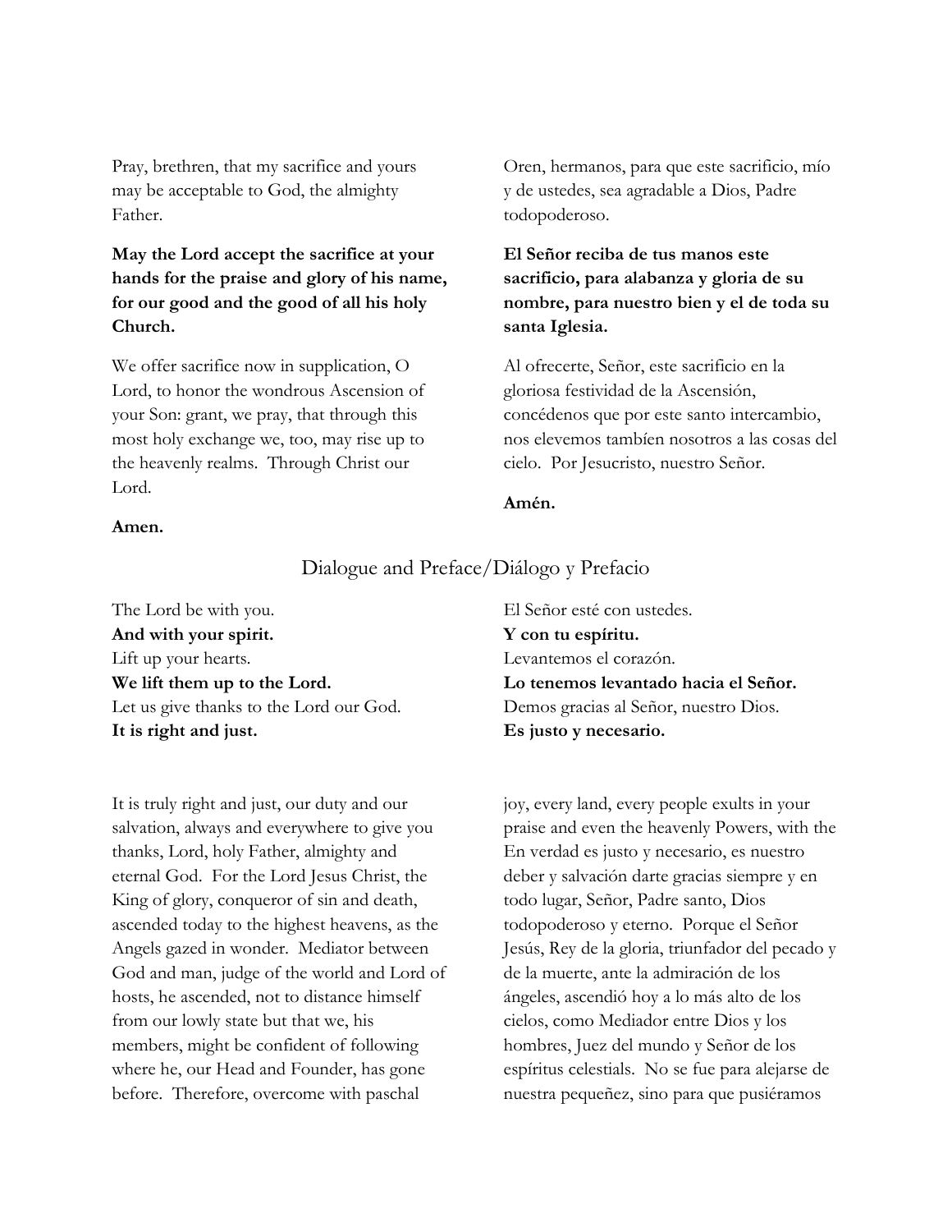Pray, brethren, that my sacrifice and yours may be acceptable to God, the almighty Father.

**May the Lord accept the sacrifice at your hands for the praise and glory of his name, for our good and the good of all his holy Church.**

We offer sacrifice now in supplication, O Lord, to honor the wondrous Ascension of your Son: grant, we pray, that through this most holy exchange we, too, may rise up to the heavenly realms. Through Christ our Lord.

**Amen.**

Oren, hermanos, para que este sacrificio, mío y de ustedes, sea agradable a Dios, Padre todopoderoso.

**El Señor reciba de tus manos este sacrificio, para alabanza y gloria de su nombre, para nuestro bien y el de toda su santa Iglesia.**

Al ofrecerte, Señor, este sacrificio en la gloriosa festividad de la Ascensión, concédenos que por este santo intercambio, nos elevemos tambíen nosotros a las cosas del cielo. Por Jesucristo, nuestro Señor.

**Amén.**

## Dialogue and Preface/Diálogo y Prefacio

The Lord be with you.
**And with your spirit.**
Lift up your hearts.
**We lift them up to the Lord.**
Let us give thanks to the Lord our God.
**It is right and just.**

El Señor esté con ustedes.
**Y con tu espíritu.**
Levantemos el corazón.
**Lo tenemos levantado hacia el Señor.**
Demos gracias al Señor, nuestro Dios.
**Es justo y necesario.**

It is truly right and just, our duty and our salvation, always and everywhere to give you thanks, Lord, holy Father, almighty and eternal God. For the Lord Jesus Christ, the King of glory, conqueror of sin and death, ascended today to the highest heavens, as the Angels gazed in wonder. Mediator between God and man, judge of the world and Lord of hosts, he ascended, not to distance himself from our lowly state but that we, his members, might be confident of following where he, our Head and Founder, has gone before. Therefore, overcome with paschal joy, every land, every people exults in your praise and even the heavenly Powers, with the

En verdad es justo y necesario, es nuestro deber y salvación darte gracias siempre y en todo lugar, Señor, Padre santo, Dios todopoderoso y eterno. Porque el Señor Jesús, Rey de la gloria, triunfador del pecado y de la muerte, ante la admiración de los ángeles, ascendió hoy a lo más alto de los cielos, como Mediador entre Dios y los hombres, Juez del mundo y Señor de los espíritus celestials. No se fue para alejarse de nuestra pequeñez, sino para que pusiéramos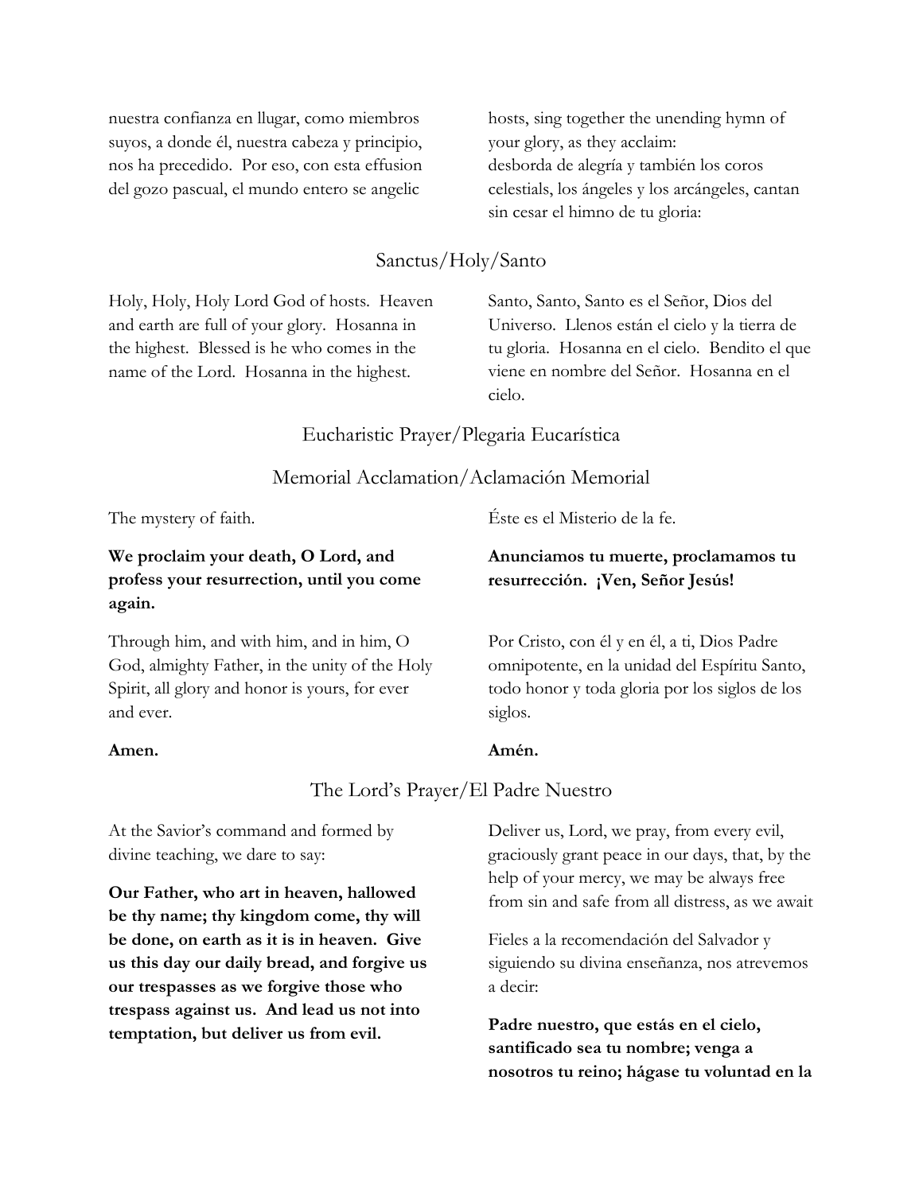nuestra confianza en llugar, como miembros suyos, a donde él, nuestra cabeza y principio, nos ha precedido. Por eso, con esta effusion del gozo pascual, el mundo entero se angelic

hosts, sing together the unending hymn of your glory, as they acclaim:
desborda de alegría y también los coros celestiales, los ángeles y los arcángeles, cantan sin cesar el himno de tu gloria:

## Sanctus/Holy/Santo

Holy, Holy, Holy Lord God of hosts. Heaven and earth are full of your glory. Hosanna in the highest. Blessed is he who comes in the name of the Lord. Hosanna in the highest.

Santo, Santo, Santo es el Señor, Dios del Universo. Llenos están el cielo y la tierra de tu gloria. Hosanna en el cielo. Bendito el que viene en nombre del Señor. Hosanna en el cielo.

## Eucharistic Prayer/Plegaria Eucarística

## Memorial Acclamation/Aclamación Memorial

The mystery of faith.

**We proclaim your death, O Lord, and profess your resurrection, until you come again.**

Éste es el Misterio de la fe.

**Anunciamos tu muerte, proclamamos tu resurrección. ¡Ven, Señor Jesús!**

Through him, and with him, and in him, O God, almighty Father, in the unity of the Holy Spirit, all glory and honor is yours, for ever and ever.

**Amen.**

Por Cristo, con él y en él, a ti, Dios Padre omnipotente, en la unidad del Espíritu Santo, todo honor y toda gloria por los siglos de los siglos.

**Amén.**

## The Lord's Prayer/El Padre Nuestro

At the Savior's command and formed by divine teaching, we dare to say:

**Our Father, who art in heaven, hallowed be thy name; thy kingdom come, thy will be done, on earth as it is in heaven. Give us this day our daily bread, and forgive us our trespasses as we forgive those who trespass against us. And lead us not into temptation, but deliver us from evil.**

Deliver us, Lord, we pray, from every evil, graciously grant peace in our days, that, by the help of your mercy, we may be always free from sin and safe from all distress, as we await

Fieles a la recomendación del Salvador y siguiendo su divina enseñanza, nos atrevemos a decir:

**Padre nuestro, que estás en el cielo, santificado sea tu nombre; venga a nosotros tu reino; hágase tu voluntad en la**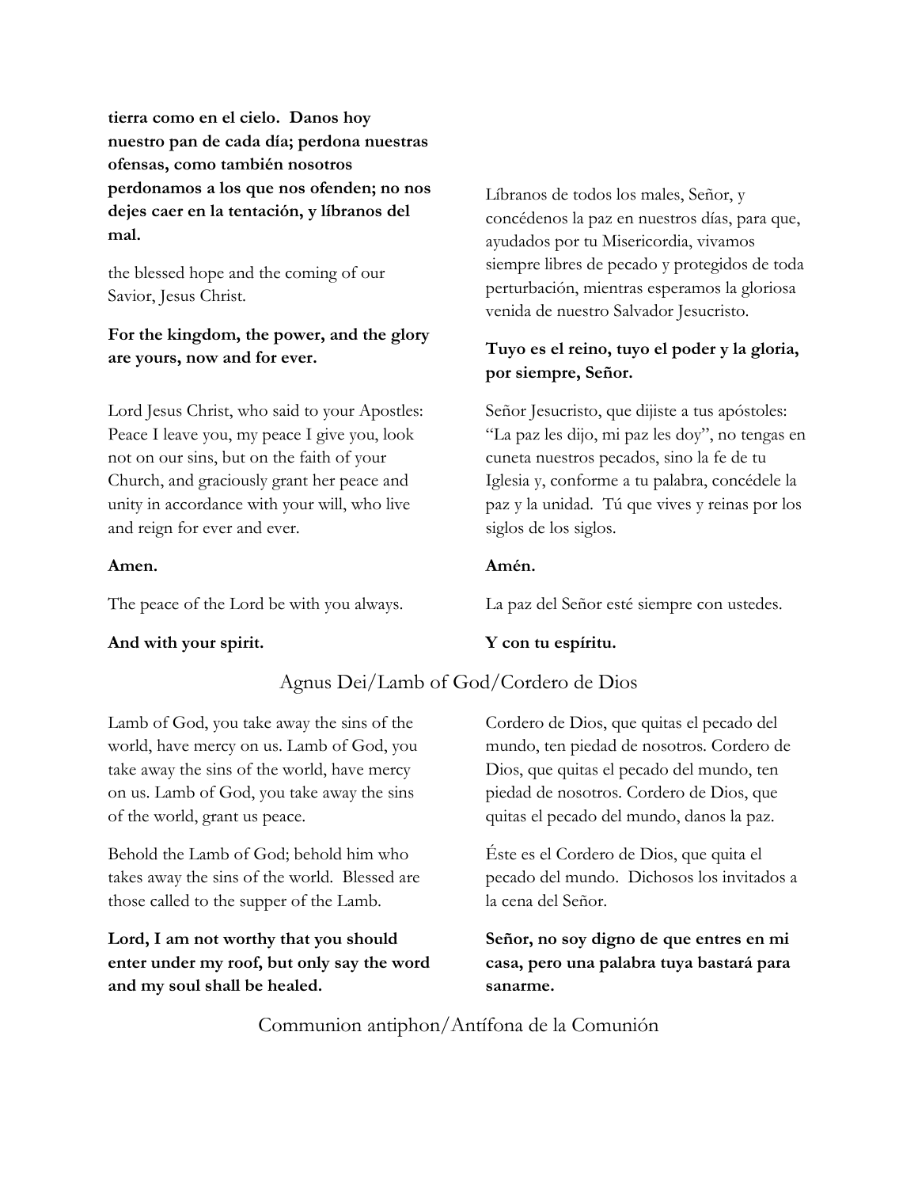**tierra como en el cielo. Danos hoy nuestro pan de cada día; perdona nuestras ofensas, como también nosotros perdonamos a los que nos ofenden; no nos dejes caer en la tentación, y líbranos del mal.**

Líbranos de todos los males, Señor, y concédenos la paz en nuestros días, para que, ayudados por tu Misericordia, vivamos siempre libres de pecado y protegidos de toda perturbación, mientras esperamos la gloriosa venida de nuestro Salvador Jesucristo.

the blessed hope and the coming of our Savior, Jesus Christ.

**For the kingdom, the power, and the glory are yours, now and for ever.**

**Tuyo es el reino, tuyo el poder y la gloria, por siempre, Señor.**

Lord Jesus Christ, who said to your Apostles: Peace I leave you, my peace I give you, look not on our sins, but on the faith of your Church, and graciously grant her peace and unity in accordance with your will, who live and reign for ever and ever.

Señor Jesucristo, que dijiste a tus apóstoles: "La paz les dijo, mi paz les doy", no tengas en cuneta nuestros pecados, sino la fe de tu Iglesia y, conforme a tu palabra, concédele la paz y la unidad. Tú que vives y reinas por los siglos de los siglos.

**Amen.**

**Amén.**

The peace of the Lord be with you always.

La paz del Señor esté siempre con ustedes.

**And with your spirit.**

**Y con tu espíritu.**

## Agnus Dei/Lamb of God/Cordero de Dios

Lamb of God, you take away the sins of the world, have mercy on us. Lamb of God, you take away the sins of the world, have mercy on us. Lamb of God, you take away the sins of the world, grant us peace.

Cordero de Dios, que quitas el pecado del mundo, ten piedad de nosotros. Cordero de Dios, que quitas el pecado del mundo, ten piedad de nosotros. Cordero de Dios, que quitas el pecado del mundo, danos la paz.

Behold the Lamb of God; behold him who takes away the sins of the world. Blessed are those called to the supper of the Lamb.

Éste es el Cordero de Dios, que quita el pecado del mundo. Dichosos los invitados a la cena del Señor.

**Lord, I am not worthy that you should enter under my roof, but only say the word and my soul shall be healed.**

**Señor, no soy digno de que entres en mi casa, pero una palabra tuya bastará para sanarme.**

## Communion antiphon/Antífona de la Comunión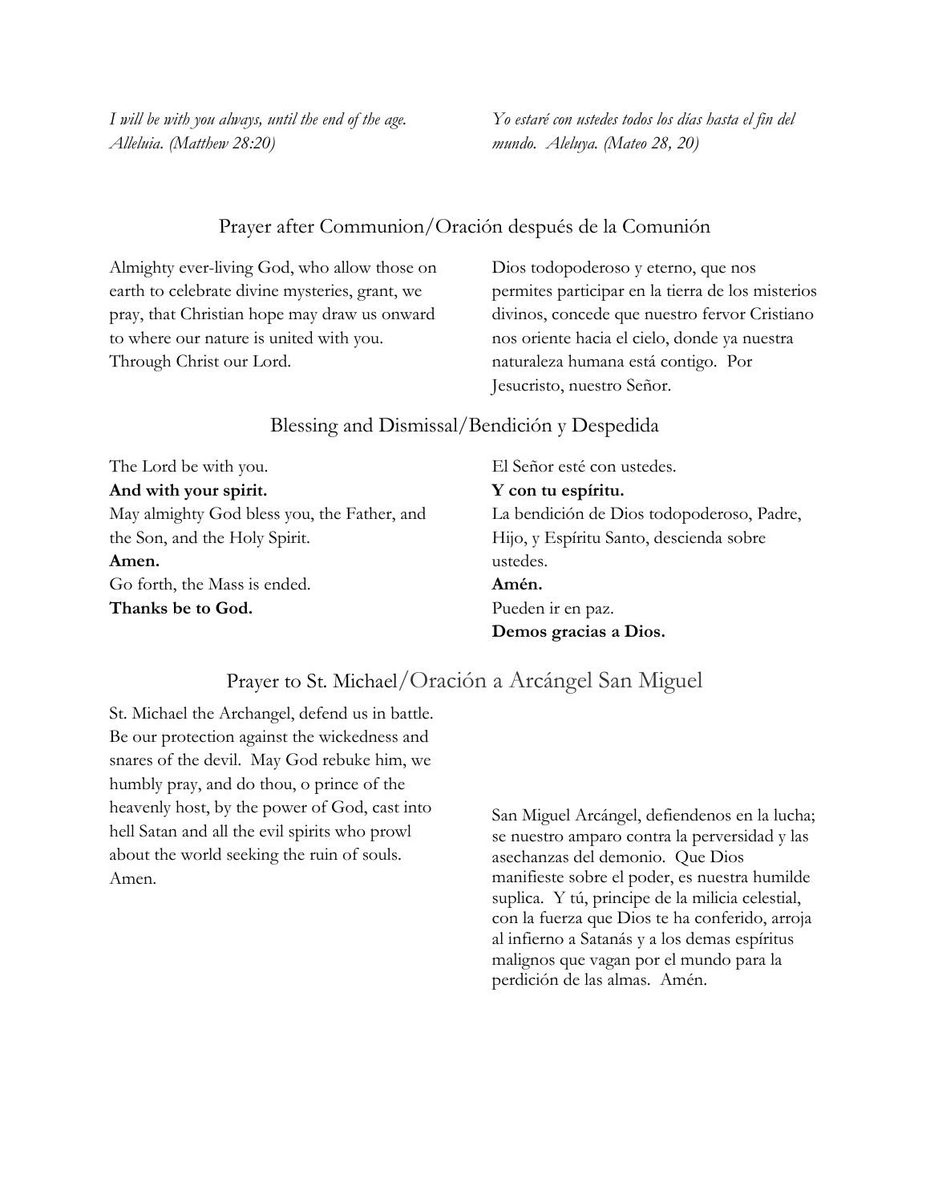*I will be with you always, until the end of the age. Alleluia. (Matthew 28:20)*

*Yo estaré con ustedes todos los días hasta el fin del mundo. Aleluya. (Mateo 28, 20)*

## Prayer after Communion/Oración después de la Comunión

Almighty ever-living God, who allow those on earth to celebrate divine mysteries, grant, we pray, that Christian hope may draw us onward to where our nature is united with you. Through Christ our Lord.

Dios todopoderoso y eterno, que nos permites participar en la tierra de los misterios divinos, concede que nuestro fervor Cristiano nos oriente hacia el cielo, donde ya nuestra naturaleza humana está contigo. Por Jesucristo, nuestro Señor.

## Blessing and Dismissal/Bendición y Despedida

The Lord be with you.
**And with your spirit.**
May almighty God bless you, the Father, and the Son, and the Holy Spirit.
**Amen.**
Go forth, the Mass is ended.
**Thanks be to God.**

El Señor esté con ustedes.
**Y con tu espíritu.**
La bendición de Dios todopoderoso, Padre, Hijo, y Espíritu Santo, descienda sobre ustedes.
**Amén.**
Pueden ir en paz.
**Demos gracias a Dios.**

## Prayer to St. Michael/Oración a Arcángel San Miguel

St. Michael the Archangel, defend us in battle. Be our protection against the wickedness and snares of the devil. May God rebuke him, we humbly pray, and do thou, o prince of the heavenly host, by the power of God, cast into hell Satan and all the evil spirits who prowl about the world seeking the ruin of souls. Amen.

San Miguel Arcángel, defiendenos en la lucha; se nuestro amparo contra la perversidad y las asechanzas del demonio. Que Dios manifieste sobre el poder, es nuestra humilde suplica. Y tú, principe de la milicia celestial, con la fuerza que Dios te ha conferido, arroja al infierno a Satanás y a los demas espíritus malignos que vagan por el mundo para la perdición de las almas. Amén.